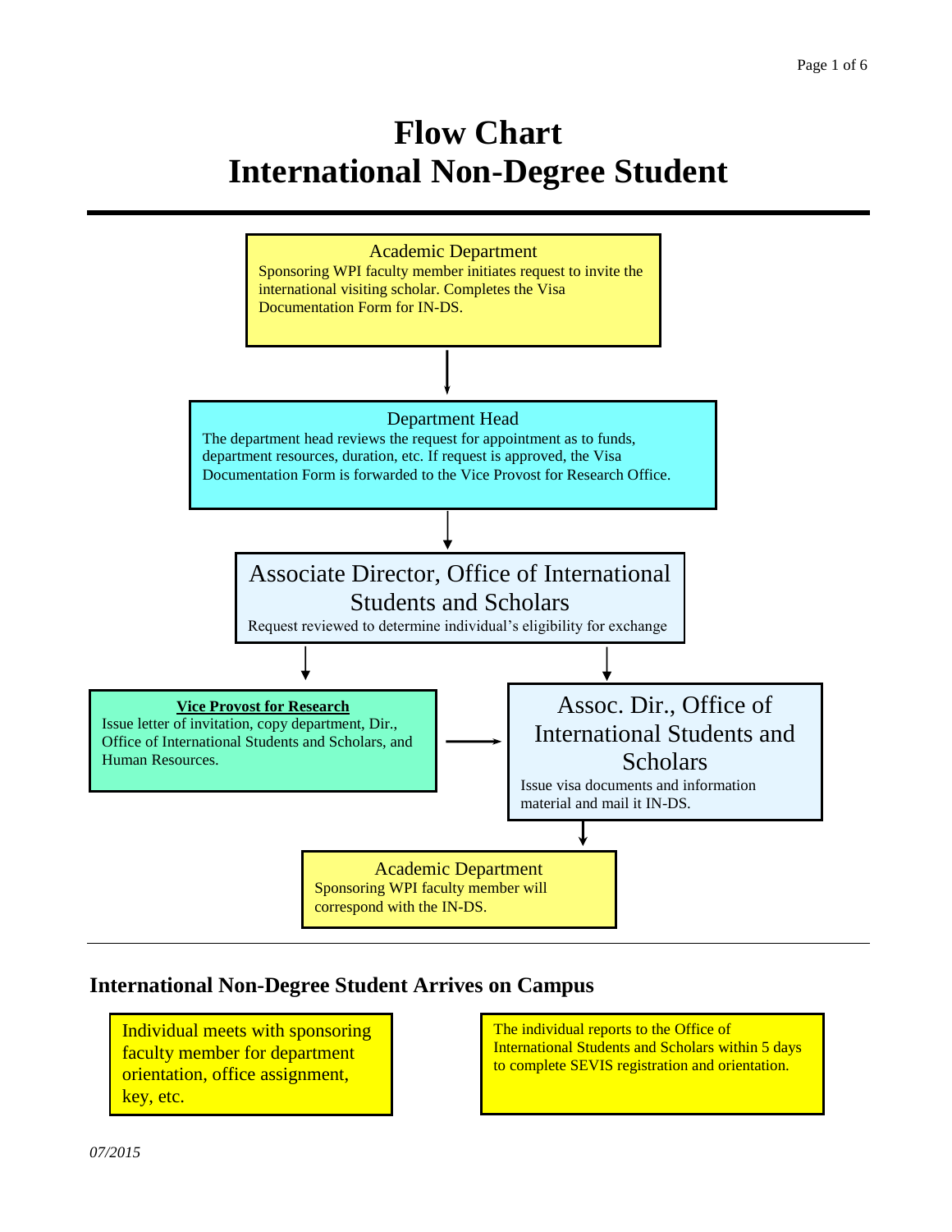# Flow Chart
# International Non-Degree Student

**Academic Department**

Sponsoring WPI faculty member initiates request to invite the international visiting scholar. Completes the Visa Documentation Form for IN-DS.

↓

**Department Head**

The department head reviews the request for appointment as to funds, department resources, duration, etc. If request is approved, the Visa Documentation Form is forwarded to the Vice Provost for Research Office.

↓

**Associate Director, Office of International Students and Scholars**

Request reviewed to determine individual's eligibility for exchange

↓

**Vice Provost for Research**

Issue letter of invitation, copy department, Dir., Office of International Students and Scholars, and Human Resources.

→

**Assoc. Dir., Office of International Students and Scholars**

Issue visa documents and information material and mail it IN-DS.

↓

**Academic Department**

Sponsoring WPI faculty member will correspond with the IN-DS.

---

## International Non-Degree Student Arrives on Campus

Individual meets with sponsoring faculty member for department orientation, office assignment, key, etc.

The individual reports to the Office of International Students and Scholars within 5 days to complete SEVIS registration and orientation.

*07/2015*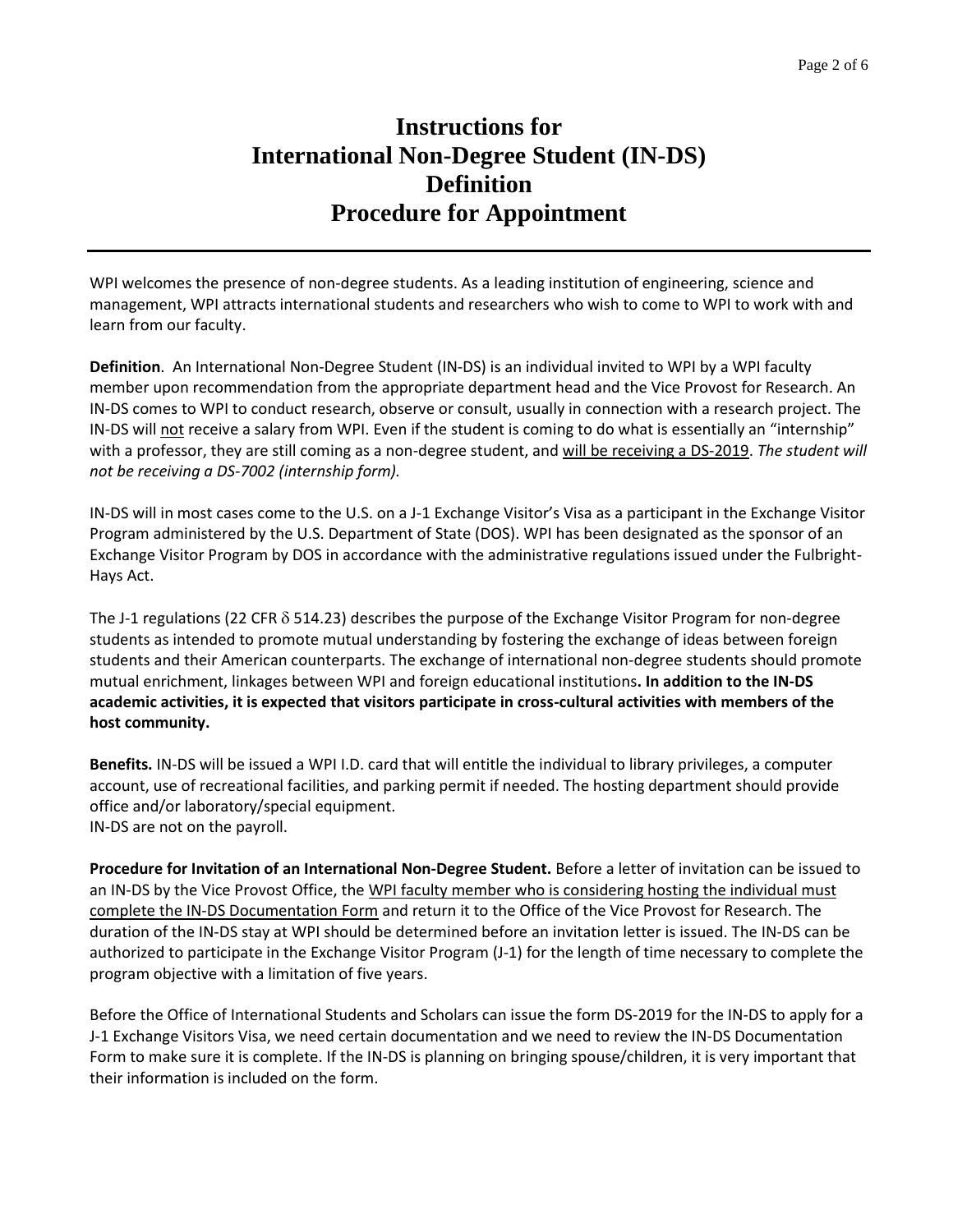# Instructions for International Non-Degree Student (IN-DS) Definition Procedure for Appointment

WPI welcomes the presence of non-degree students. As a leading institution of engineering, science and management, WPI attracts international students and researchers who wish to come to WPI to work with and learn from our faculty.

**Definition**. An International Non-Degree Student (IN-DS) is an individual invited to WPI by a WPI faculty member upon recommendation from the appropriate department head and the Vice Provost for Research. An IN-DS comes to WPI to conduct research, observe or consult, usually in connection with a research project. The IN-DS will <u>not</u> receive a salary from WPI. Even if the student is coming to do what is essentially an "internship" with a professor, they are still coming as a non-degree student, and <u>will be receiving a DS-2019</u>. *The student will not be receiving a DS-7002 (internship form).*

IN-DS will in most cases come to the U.S. on a J-1 Exchange Visitor's Visa as a participant in the Exchange Visitor Program administered by the U.S. Department of State (DOS). WPI has been designated as the sponsor of an Exchange Visitor Program by DOS in accordance with the administrative regulations issued under the Fulbright-Hays Act.

The J-1 regulations (22 CFR $\delta$ 514.23) describes the purpose of the Exchange Visitor Program for non-degree students as intended to promote mutual understanding by fostering the exchange of ideas between foreign students and their American counterparts. The exchange of international non-degree students should promote mutual enrichment, linkages between WPI and foreign educational institutions**. In addition to the IN-DS academic activities, it is expected that visitors participate in cross-cultural activities with members of the host community.**

**Benefits.** IN-DS will be issued a WPI I.D. card that will entitle the individual to library privileges, a computer account, use of recreational facilities, and parking permit if needed. The hosting department should provide office and/or laboratory/special equipment.
IN-DS are not on the payroll.

**Procedure for Invitation of an International Non-Degree Student.** Before a letter of invitation can be issued to an IN-DS by the Vice Provost Office, the <u>WPI faculty member who is considering hosting the individual must complete the IN-DS Documentation Form</u> and return it to the Office of the Vice Provost for Research. The duration of the IN-DS stay at WPI should be determined before an invitation letter is issued. The IN-DS can be authorized to participate in the Exchange Visitor Program (J-1) for the length of time necessary to complete the program objective with a limitation of five years.

Before the Office of International Students and Scholars can issue the form DS-2019 for the IN-DS to apply for a J-1 Exchange Visitors Visa, we need certain documentation and we need to review the IN-DS Documentation Form to make sure it is complete. If the IN-DS is planning on bringing spouse/children, it is very important that their information is included on the form.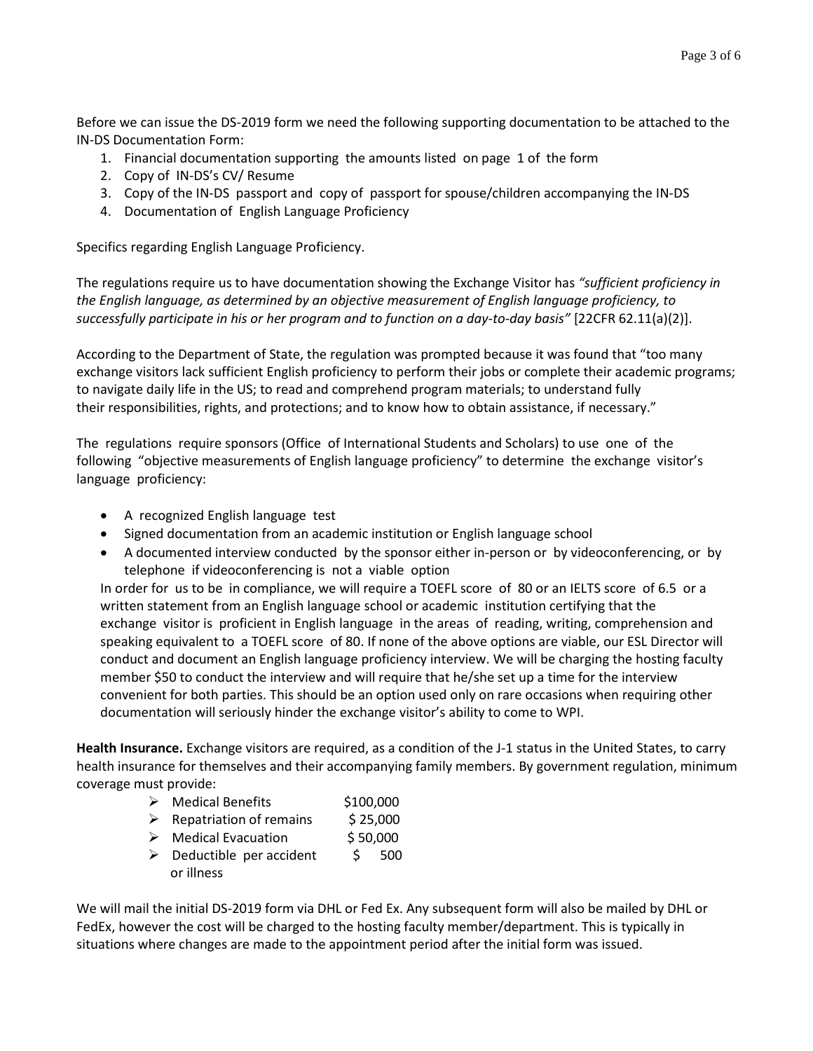Before we can issue the DS-2019 form we need the following supporting documentation to be attached to the IN-DS Documentation Form:

1. Financial documentation supporting the amounts listed on page 1 of the form
2. Copy of IN-DS's CV/ Resume
3. Copy of the IN-DS passport and copy of passport for spouse/children accompanying the IN-DS
4. Documentation of English Language Proficiency

Specifics regarding English Language Proficiency.

The regulations require us to have documentation showing the Exchange Visitor has *"sufficient proficiency in the English language, as determined by an objective measurement of English language proficiency, to successfully participate in his or her program and to function on a day-to-day basis"* [22CFR 62.11(a)(2)].

According to the Department of State, the regulation was prompted because it was found that "too many exchange visitors lack sufficient English proficiency to perform their jobs or complete their academic programs; to navigate daily life in the US; to read and comprehend program materials; to understand fully their responsibilities, rights, and protections; and to know how to obtain assistance, if necessary."

The regulations require sponsors (Office of International Students and Scholars) to use one of the following "objective measurements of English language proficiency" to determine the exchange visitor's language proficiency:

- A recognized English language test
- Signed documentation from an academic institution or English language school
- A documented interview conducted by the sponsor either in-person or by videoconferencing, or by telephone if videoconferencing is not a viable option

In order for us to be in compliance, we will require a TOEFL score of 80 or an IELTS score of 6.5 or a written statement from an English language school or academic institution certifying that the exchange visitor is proficient in English language in the areas of reading, writing, comprehension and speaking equivalent to a TOEFL score of 80. If none of the above options are viable, our ESL Director will conduct and document an English language proficiency interview. We will be charging the hosting faculty member $50 to conduct the interview and will require that he/she set up a time for the interview convenient for both parties. This should be an option used only on rare occasions when requiring other documentation will seriously hinder the exchange visitor's ability to come to WPI.

**Health Insurance.** Exchange visitors are required, as a condition of the J-1 status in the United States, to carry health insurance for themselves and their accompanying family members. By government regulation, minimum coverage must provide:

- Medical Benefits $100,000
- Repatriation of remains $ 25,000
- Medical Evacuation $ 50,000
- Deductible per accident or illness $ 500

We will mail the initial DS-2019 form via DHL or Fed Ex. Any subsequent form will also be mailed by DHL or FedEx, however the cost will be charged to the hosting faculty member/department. This is typically in situations where changes are made to the appointment period after the initial form was issued.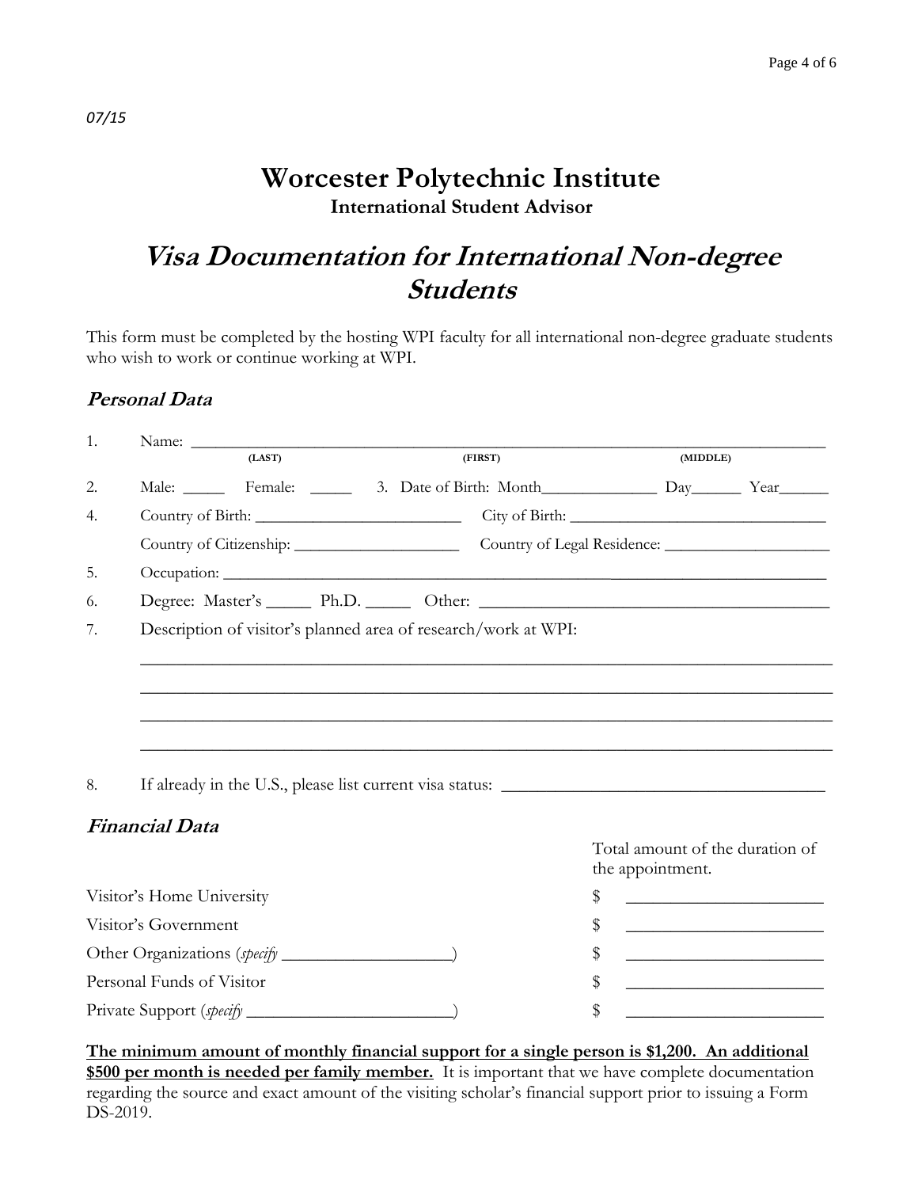07/15

# Worcester Polytechnic Institute

**International Student Advisor**

## *Visa Documentation for International Non-degree Students*

This form must be completed by the hosting WPI faculty for all international non-degree graduate students who wish to work or continue working at WPI.

### *Personal Data*

1. Name: ______________________________________________________________________
   (LAST) (FIRST) (MIDDLE)

2. Male: _____ Female: _____ 3. Date of Birth: Month______________ Day______ Year______

4. Country of Birth: _________________________ City of Birth: _______________________________

   Country of Citizenship: ____________________ Country of Legal Residence: ____________________

5. Occupation: ____________________________________________________________________

6. Degree: Master's _____ Ph.D. _____ Other: ________________________________________

7. Description of visitor's planned area of research/work at WPI:

   ________________________________________________________________________________

   ________________________________________________________________________________

   ________________________________________________________________________________

   ________________________________________________________________________________

8. If already in the U.S., please list current visa status: ____________________________________

### *Financial Data*

| | Total amount of the duration of the appointment. |
|---|---|
| Visitor's Home University | $ ______________________ |
| Visitor's Government | $ ______________________ |
| Other Organizations (*specify* ___________________) | $ ______________________ |
| Personal Funds of Visitor | $ ______________________ |
| Private Support (*specify* _______________________) | $ ______________________ |

**The minimum amount of monthly financial support for a single person is $1,200. An additional $500 per month is needed per family member.** It is important that we have complete documentation regarding the source and exact amount of the visiting scholar's financial support prior to issuing a Form DS-2019.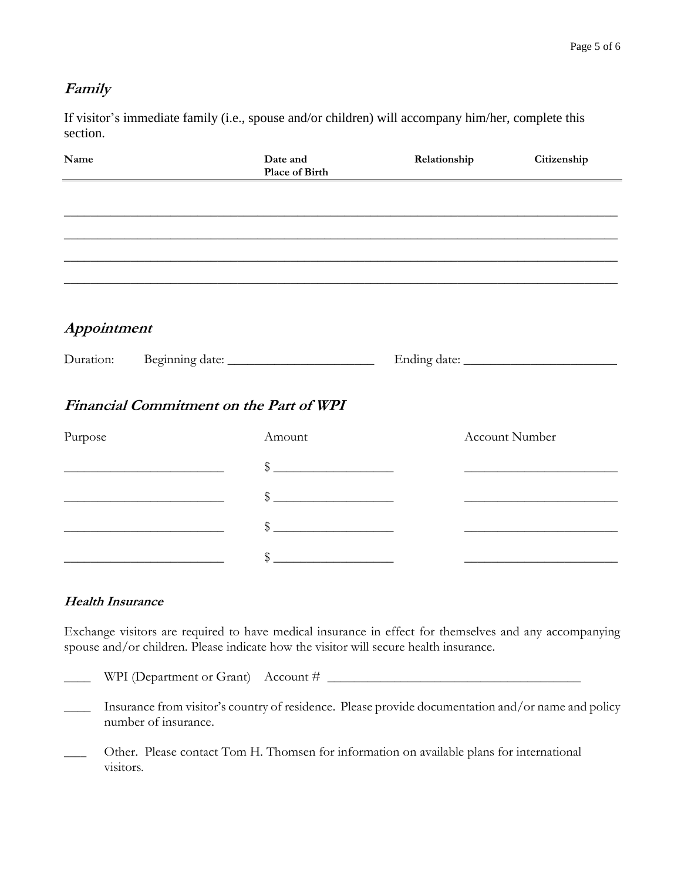## *Family*

If visitor's immediate family (i.e., spouse and/or children) will accompany him/her, complete this section.

| Name | Date and Place of Birth | Relationship | Citizenship |
|---|---|---|---|
| | | | |
| | | | |
| | | | |
| | | | |

## *Appointment*

Duration: Beginning date: _______________________ Ending date: ________________________

## *Financial Commitment on the Part of WPI*

| Purpose | Amount | Account Number |
|---|---|---|
| _________________________ | $ __________________ | ________________________ |
| _________________________ | $ __________________ | ________________________ |
| _________________________ | $ __________________ | ________________________ |
| _________________________ | $ __________________ | ________________________ |

### *Health Insurance*

Exchange visitors are required to have medical insurance in effect for themselves and any accompanying spouse and/or children. Please indicate how the visitor will secure health insurance.

____ WPI (Department or Grant) Account # ________________________________________

____ Insurance from visitor's country of residence. Please provide documentation and/or name and policy number of insurance.

___ Other. Please contact Tom H. Thomsen for information on available plans for international visitors.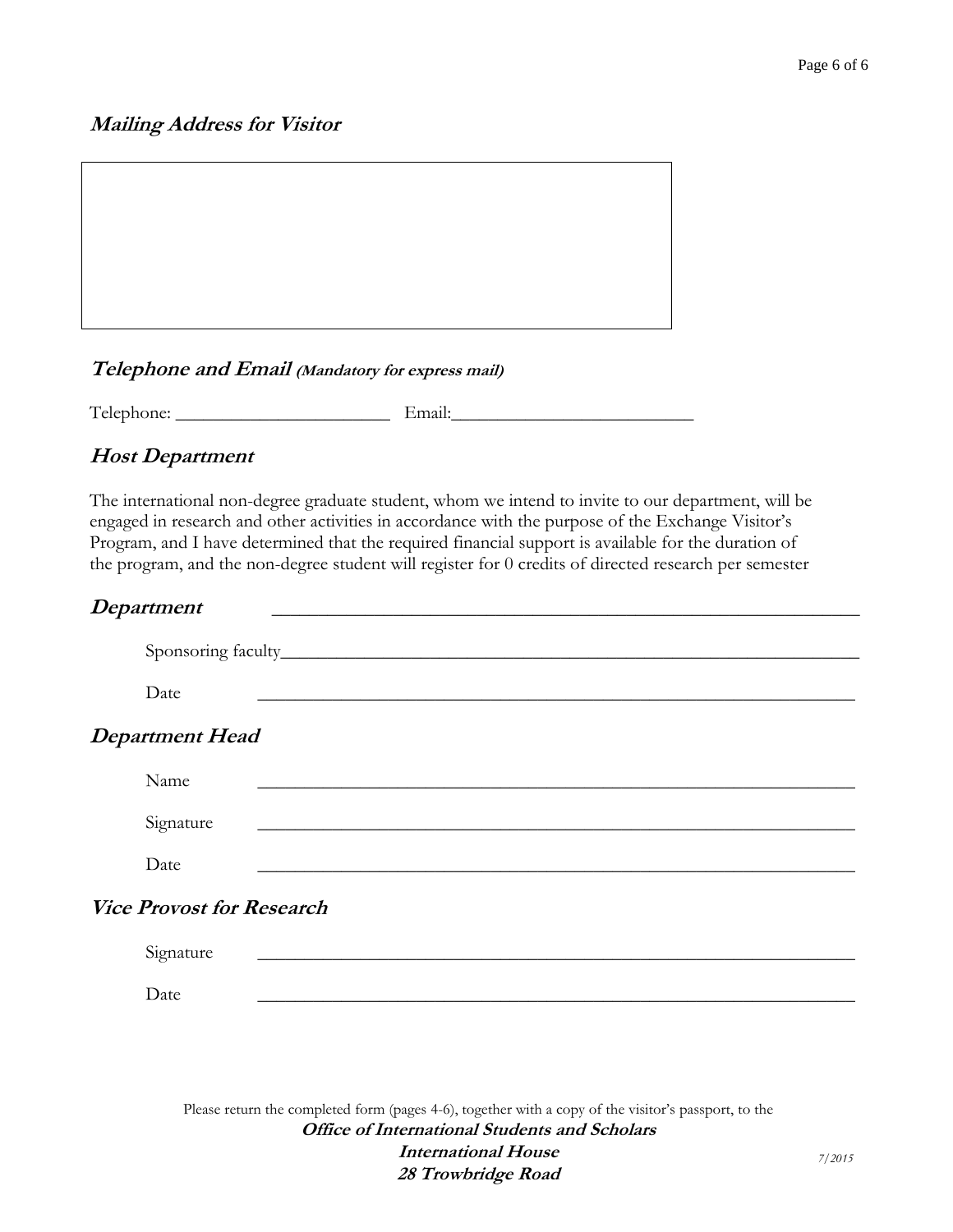## *Mailing Address for Visitor*

|   |
|---|
|   |

## *Telephone and Email* *(Mandatory for express mail)*

Telephone: _______________________ Email:__________________________

## *Host Department*

The international non-degree graduate student, whom we intend to invite to our department, will be engaged in research and other activities in accordance with the purpose of the Exchange Visitor's Program, and I have determined that the required financial support is available for the duration of the program, and the non-degree student will register for 0 credits of directed research per semester

## *Department* _______________________________________________

Sponsoring faculty_______________________________________________

Date _______________________________________________

## *Department Head*

Name _______________________________________________

Signature _______________________________________________

Date _______________________________________________

## *Vice Provost for Research*

Signature _______________________________________________

Date _______________________________________________

Please return the completed form (pages 4-6), together with a copy of the visitor's passport, to the

***Office of International Students and Scholars***
***International House***
***28 Trowbridge Road***

*7/2015*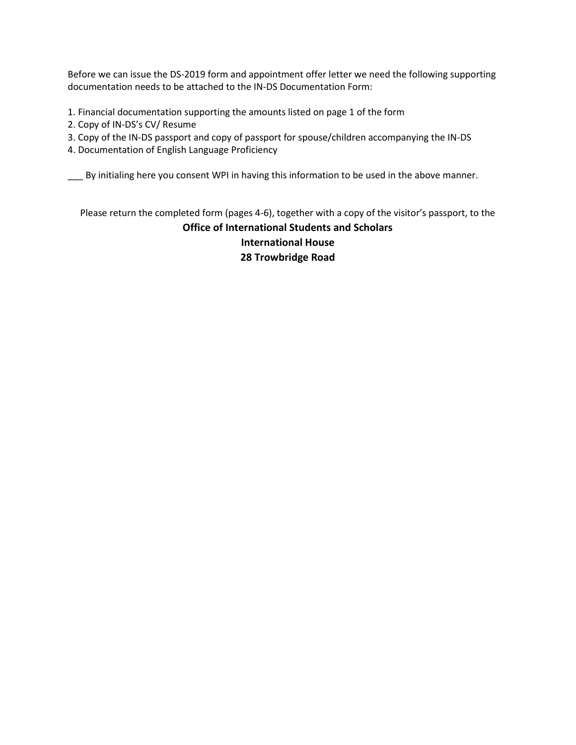Before we can issue the DS-2019 form and appointment offer letter we need the following supporting documentation needs to be attached to the IN-DS Documentation Form:

1. Financial documentation supporting the amounts listed on page 1 of the form
2. Copy of IN-DS's CV/ Resume
3. Copy of the IN-DS passport and copy of passport for spouse/children accompanying the IN-DS
4. Documentation of English Language Proficiency

___ By initialing here you consent WPI in having this information to be used in the above manner.

Please return the completed form (pages 4-6), together with a copy of the visitor's passport, to the

**Office of International Students and Scholars**
**International House**
**28 Trowbridge Road**